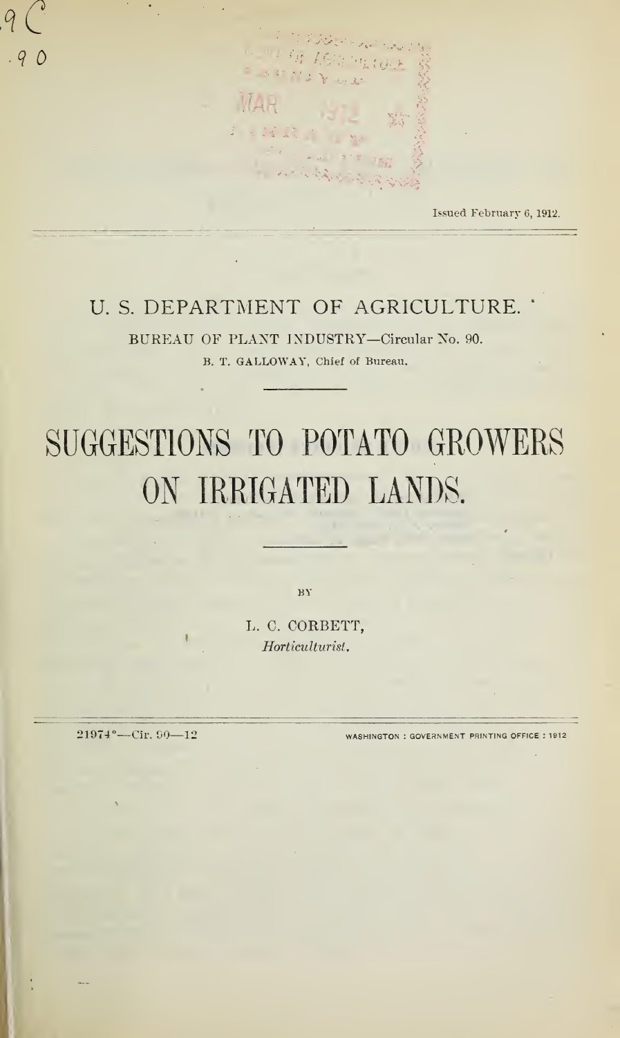Issued February 6, 1912.

U. S. DEPARTMENT OF AGRICULTURE.

BUREAU OF PLANT INDUSTRY—Circular No. 90.

B. T. GALLOWAY, Chief of Bureau.

# SUGGESTIONS TO POTATO GROWERS ON IRRIGATED LANDS.

BY

L. C. CORBETT,
*Horticulturist.*

21974°—Cir. 90—12

WASHINGTON : GOVERNMENT PRINTING OFFICE : 1912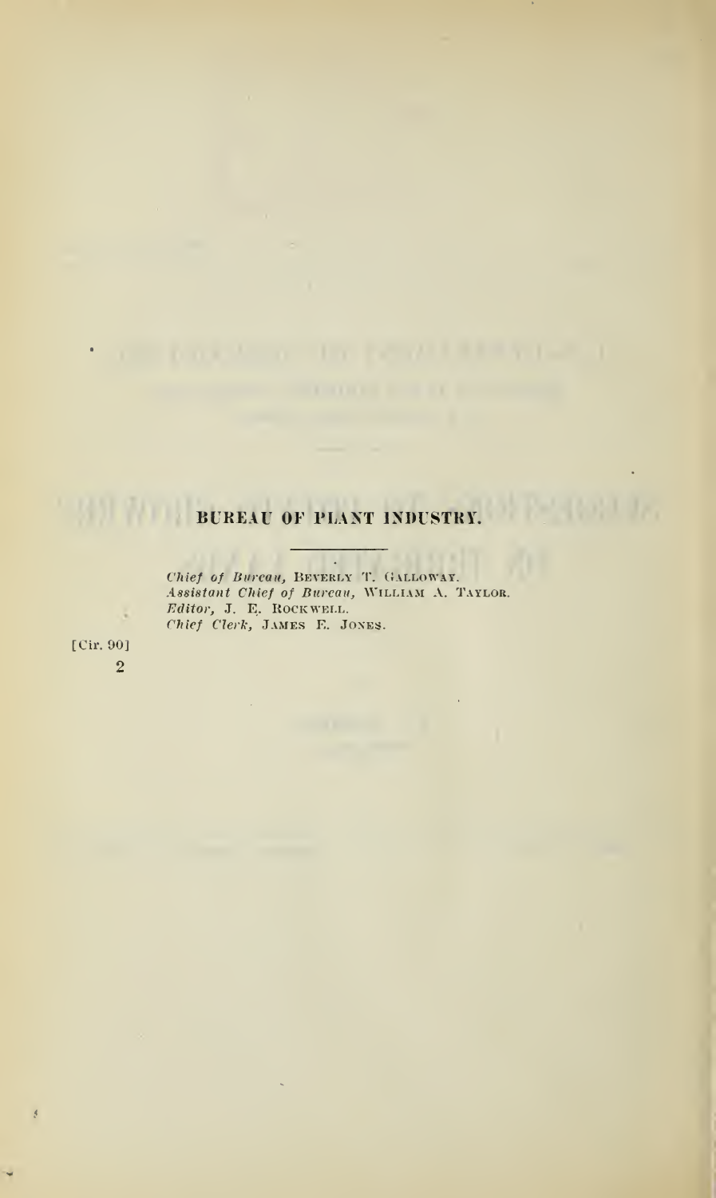## BUREAU OF PLANT INDUSTRY.

*Chief of Bureau*, Beverly T. Galloway.
*Assistant Chief of Bureau*, William A. Taylor.
*Editor*, J. E. Rockwell.
*Chief Clerk*, James E. Jones.

[Cir. 90]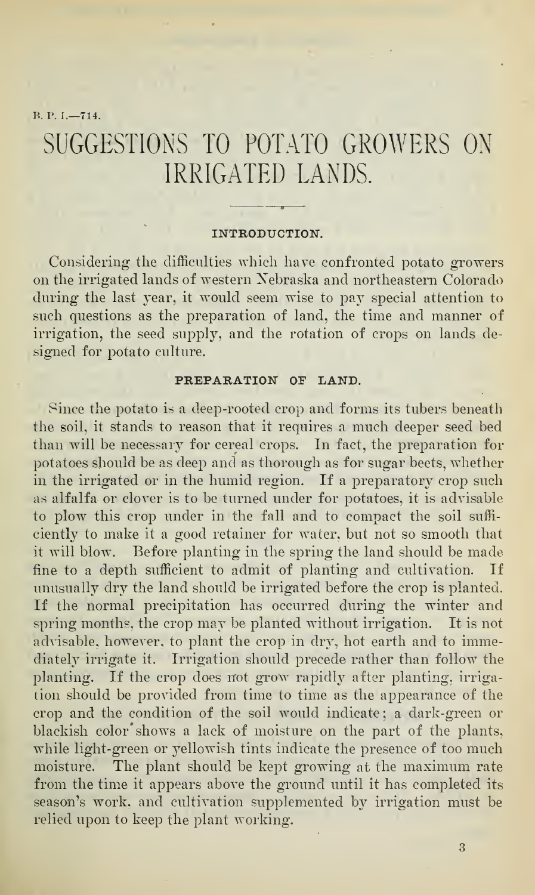B. P. I.—714.

# SUGGESTIONS TO POTATO GROWERS ON IRRIGATED LANDS.

## INTRODUCTION.

Considering the difficulties which have confronted potato growers on the irrigated lands of western Nebraska and northeastern Colorado during the last year, it would seem wise to pay special attention to such questions as the preparation of land, the time and manner of irrigation, the seed supply, and the rotation of crops on lands designed for potato culture.

## PREPARATION OF LAND.

Since the potato is a deep-rooted crop and forms its tubers beneath the soil, it stands to reason that it requires a much deeper seed bed than will be necessary for cereal crops. In fact, the preparation for potatoes should be as deep and as thorough as for sugar beets, whether in the irrigated or in the humid region. If a preparatory crop such as alfalfa or clover is to be turned under for potatoes, it is advisable to plow this crop under in the fall and to compact the soil sufficiently to make it a good retainer for water, but not so smooth that it will blow. Before planting in the spring the land should be made fine to a depth sufficient to admit of planting and cultivation. If unusually dry the land should be irrigated before the crop is planted. If the normal precipitation has occurred during the winter and spring months, the crop may be planted without irrigation. It is not advisable, however, to plant the crop in dry, hot earth and to immediately irrigate it. Irrigation should precede rather than follow the planting. If the crop does not grow rapidly after planting, irrigation should be provided from time to time as the appearance of the crop and the condition of the soil would indicate; a dark-green or blackish color shows a lack of moisture on the part of the plants, while light-green or yellowish tints indicate the presence of too much moisture. The plant should be kept growing at the maximum rate from the time it appears above the ground until it has completed its season's work, and cultivation supplemented by irrigation must be relied upon to keep the plant working.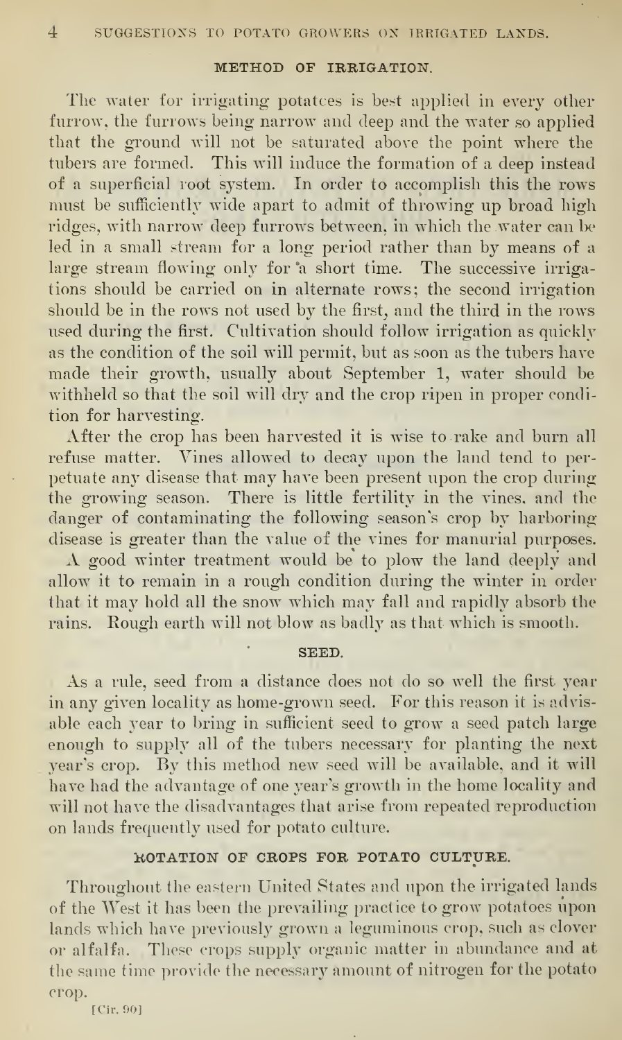## METHOD OF IRRIGATION.

The water for irrigating potatoes is best applied in every other furrow, the furrows being narrow and deep and the water so applied that the ground will not be saturated above the point where the tubers are formed. This will induce the formation of a deep instead of a superficial root system. In order to accomplish this the rows must be sufficiently wide apart to admit of throwing up broad high ridges, with narrow deep furrows between, in which the water can be led in a small stream for a long period rather than by means of a large stream flowing only for a short time. The successive irrigations should be carried on in alternate rows; the second irrigation should be in the rows not used by the first, and the third in the rows used during the first. Cultivation should follow irrigation as quickly as the condition of the soil will permit, but as soon as the tubers have made their growth, usually about September 1, water should be withheld so that the soil will dry and the crop ripen in proper condition for harvesting.

After the crop has been harvested it is wise to rake and burn all refuse matter. Vines allowed to decay upon the land tend to perpetuate any disease that may have been present upon the crop during the growing season. There is little fertility in the vines, and the danger of contaminating the following season's crop by harboring disease is greater than the value of the vines for manurial purposes.

A good winter treatment would be to plow the land deeply and allow it to remain in a rough condition during the winter in order that it may hold all the snow which may fall and rapidly absorb the rains. Rough earth will not blow as badly as that which is smooth.

## SEED.

As a rule, seed from a distance does not do so well the first year in any given locality as home-grown seed. For this reason it is advisable each year to bring in sufficient seed to grow a seed patch large enough to supply all of the tubers necessary for planting the next year's crop. By this method new seed will be available, and it will have had the advantage of one year's growth in the home locality and will not have the disadvantages that arise from repeated reproduction on lands frequently used for potato culture.

## ROTATION OF CROPS FOR POTATO CULTURE.

Throughout the eastern United States and upon the irrigated lands of the West it has been the prevailing practice to grow potatoes upon lands which have previously grown a leguminous crop, such as clover or alfalfa. These crops supply organic matter in abundance and at the same time provide the necessary amount of nitrogen for the potato crop.

[Cir. 90]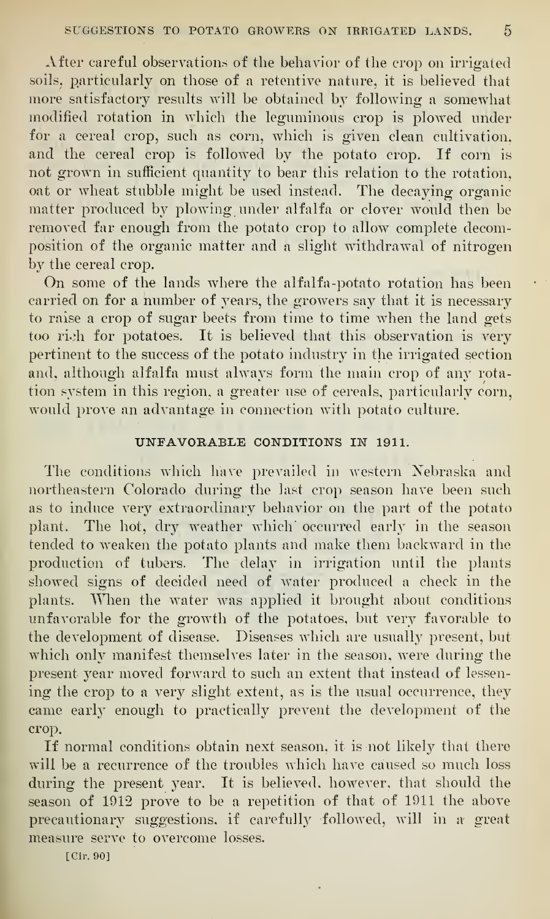After careful observations of the behavior of the crop on irrigated soils, particularly on those of a retentive nature, it is believed that more satisfactory results will be obtained by following a somewhat modified rotation in which the leguminous crop is plowed under for a cereal crop, such as corn, which is given clean cultivation, and the cereal crop is followed by the potato crop. If corn is not grown in sufficient quantity to bear this relation to the rotation, oat or wheat stubble might be used instead. The decaying organic matter produced by plowing under alfalfa or clover would then be removed far enough from the potato crop to allow complete decomposition of the organic matter and a slight withdrawal of nitrogen by the cereal crop.

On some of the lands where the alfalfa-potato rotation has been carried on for a number of years, the growers say that it is necessary to raise a crop of sugar beets from time to time when the land gets too rich for potatoes. It is believed that this observation is very pertinent to the success of the potato industry in the irrigated section and, although alfalfa must always form the main crop of any rotation system in this region, a greater use of cereals, particularly corn, would prove an advantage in connection with potato culture.

## UNFAVORABLE CONDITIONS IN 1911.

The conditions which have prevailed in western Nebraska and northeastern Colorado during the last crop season have been such as to induce very extraordinary behavior on the part of the potato plant. The hot, dry weather which occurred early in the season tended to weaken the potato plants and make them backward in the production of tubers. The delay in irrigation until the plants showed signs of decided need of water produced a check in the plants. When the water was applied it brought about conditions unfavorable for the growth of the potatoes, but very favorable to the development of disease. Diseases which are usually present, but which only manifest themselves later in the season, were during the present year moved forward to such an extent that instead of lessening the crop to a very slight extent, as is the usual occurrence, they came early enough to practically prevent the development of the crop.

If normal conditions obtain next season, it is not likely that there will be a recurrence of the troubles which have caused so much loss during the present year. It is believed, however, that should the season of 1912 prove to be a repetition of that of 1911 the above precautionary suggestions, if carefully followed, will in a great measure serve to overcome losses.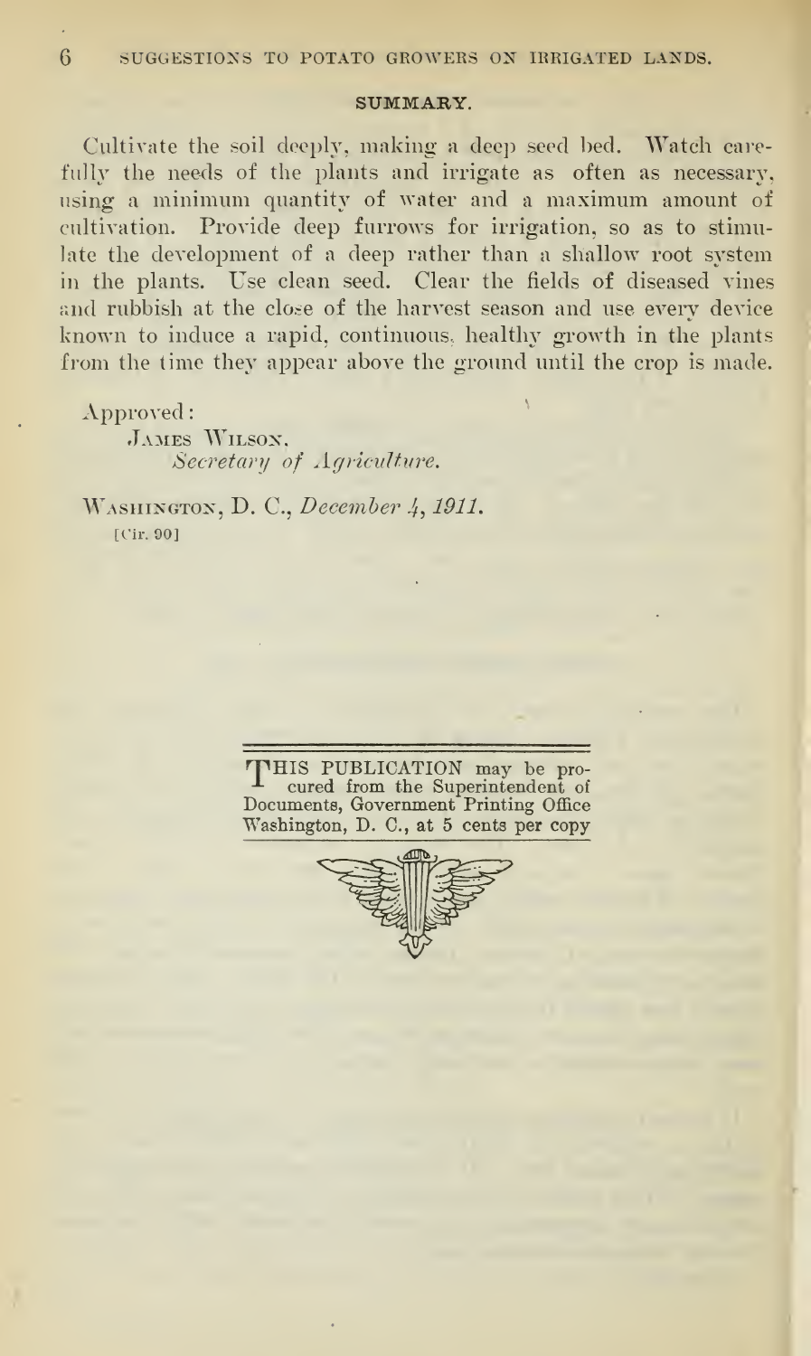## SUMMARY.

Cultivate the soil deeply, making a deep seed bed. Watch carefully the needs of the plants and irrigate as often as necessary, using a minimum quantity of water and a maximum amount of cultivation. Provide deep furrows for irrigation, so as to stimulate the development of a deep rather than a shallow root system in the plants. Use clean seed. Clear the fields of diseased vines and rubbish at the close of the harvest season and use every device known to induce a rapid, continuous, healthy growth in the plants from the time they appear above the ground until the crop is made.

Approved:

JAMES WILSON,
*Secretary of Agriculture.*

WASHINGTON, D. C., *December 4, 1911.*

[Cir. 90]

THIS PUBLICATION may be procured from the Superintendent of Documents, Government Printing Office Washington, D. C., at 5 cents per copy